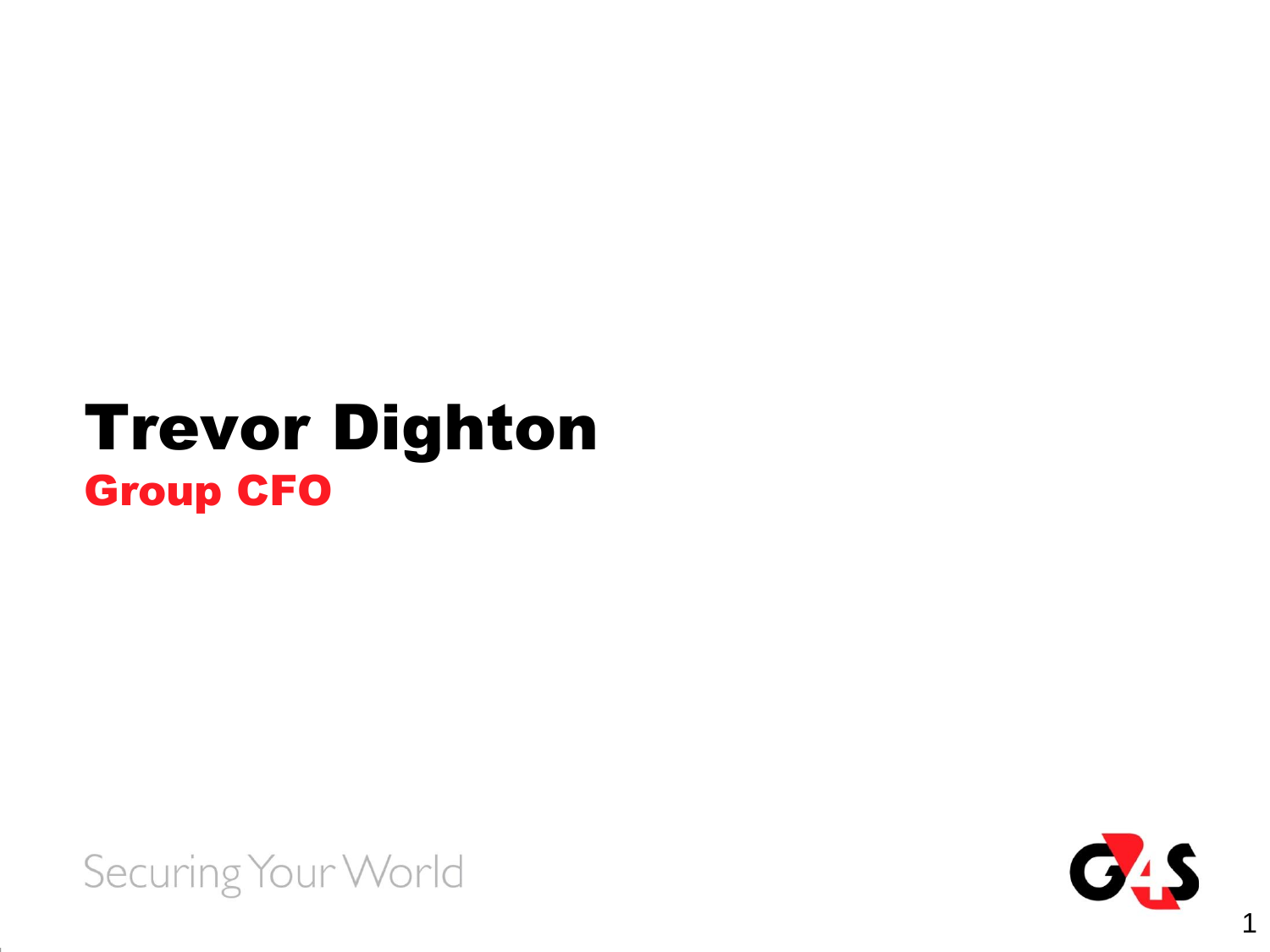# Trevor Dighton

**Group CFO**

Securing Your World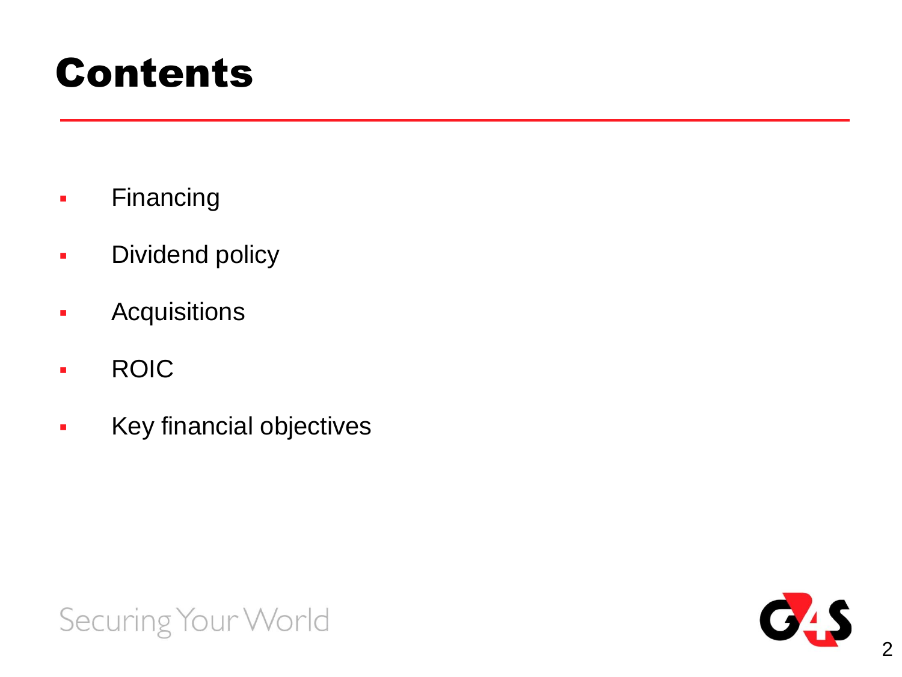# Contents

- Financing
- Dividend policy
- Acquisitions
- ROIC
- Key financial objectives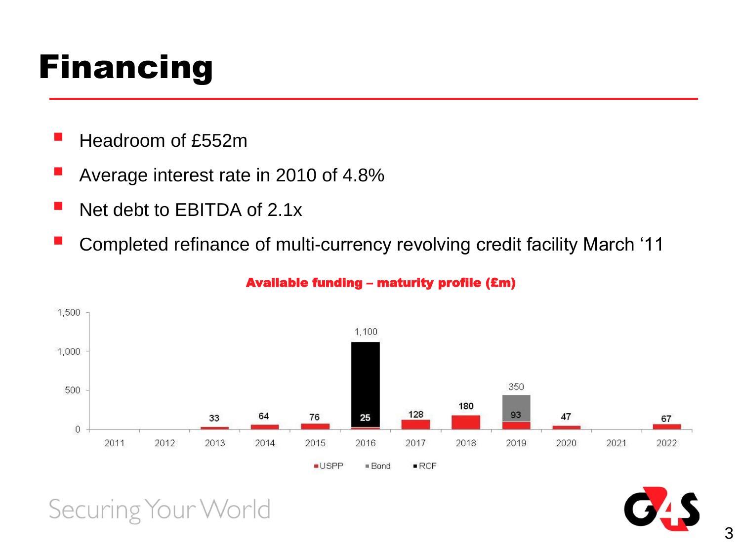# Financing

- Headroom of £552m
- Average interest rate in 2010 of 4.8%
- Net debt to EBITDA of 2.1x
- Completed refinance of multi-currency revolving credit facility March '11

**Available funding – maturity profile (£m)**

1,500
1,000
500
0

2011 2012 2013 2014 2015 2016 2017 2018 2019 2020 2021 2022

33 64 76 1,100 25 128 180 350 93 47 67

USPP Bond RCF

Securing Your World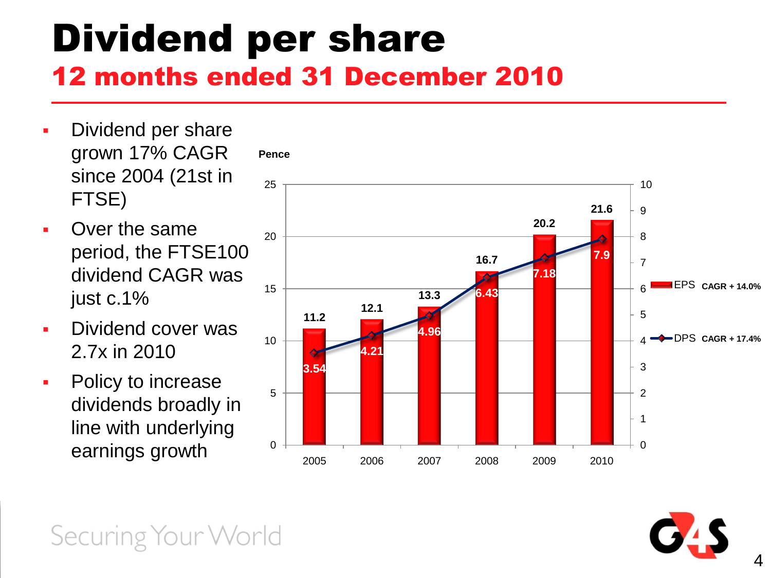# Dividend per share

## 12 months ended 31 December 2010

- Dividend per share grown 17% CAGR since 2004 (21st in FTSE)
- Over the same period, the FTSE100 dividend CAGR was just c.1%
- Dividend cover was 2.7x in 2010
- Policy to increase dividends broadly in line with underlying earnings growth

Pence

0
5
10
15
20
25

0
1
2
3
4
5
6
7
8
9
10

2005
2006
2007
2008
2009
2010

11.2
12.1
13.3
16.7
20.2
21.6

3.54
4.21
4.96
6.43
7.18
7.9

EPS CAGR + 14.0%

DPS CAGR + 17.4%

Securing Your World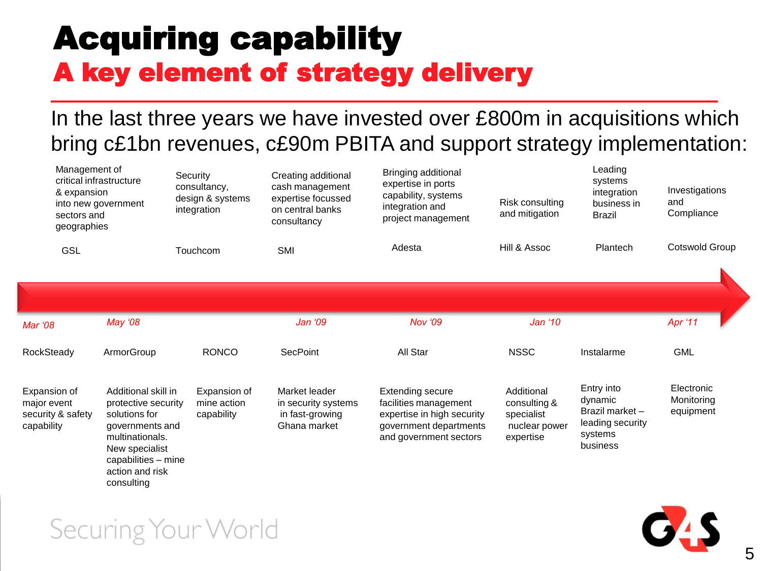# Acquiring capability
## A key element of strategy delivery

In the last three years we have invested over £800m in acquisitions which bring c£1bn revenues, c£90m PBITA and support strategy implementation:

| | |
|---|---|
| GSL | Management of critical infrastructure & expansion into new government sectors and geographies |
| Touchcom | Security consultancy, design & systems integration |
| SMI | Creating additional cash management expertise focussed on central banks consultancy |
| Adesta | Bringing additional expertise in ports capability, systems integration and project management |
| Hill & Assoc | Risk consulting and mitigation |
| Plantech | Leading systems integration business in Brazil |
| Cotswold Group | Investigations and Compliance |

Mar '08 — May '08 — Jan '09 — Nov '09 — Jan '10 — Apr '11

| | |
|---|---|
| RockSteady | Expansion of major event security & safety capability |
| ArmorGroup | Additional skill in protective security solutions for governments and multinationals. New specialist capabilities – mine action and risk consulting |
| RONCO | Expansion of mine action capability |
| SecPoint | Market leader in security systems in fast-growing Ghana market |
| All Star | Extending secure facilities management expertise in high security government departments and government sectors |
| NSSC | Additional consulting & specialist nuclear power expertise |
| Instalarme | Entry into dynamic Brazil market – leading security systems business |
| GML | Electronic Monitoring equipment |

Securing Your World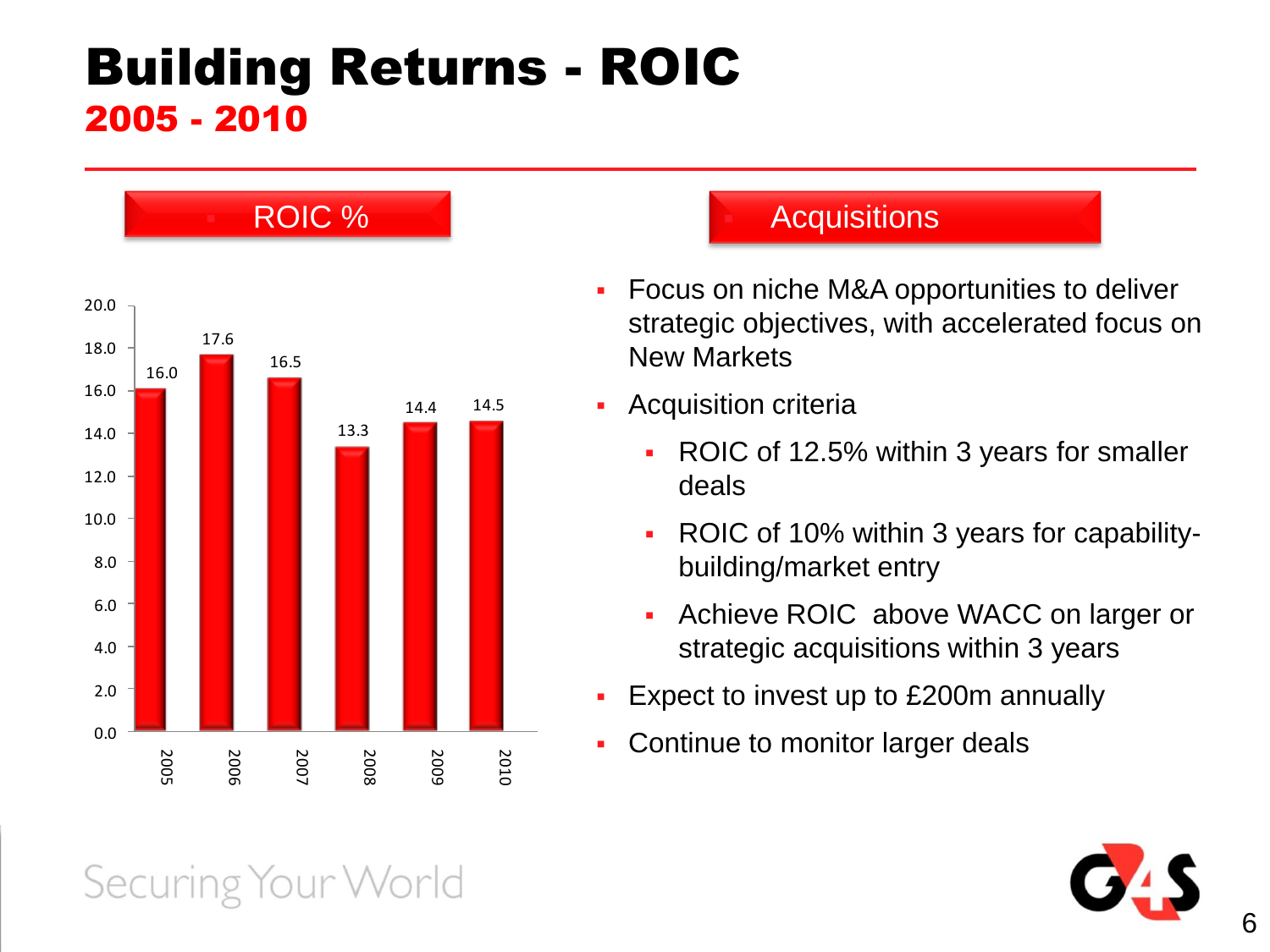# Building Returns - ROIC

## 2005 - 2010

### ROIC %

20.0
18.0
16.0
14.0
12.0
10.0
8.0
6.0
4.0
2.0
0.0

16.0
17.6
16.5
13.3
14.4
14.5

2005
2006
2007
2008
2009
2010

### Acquisitions

- Focus on niche M&A opportunities to deliver strategic objectives, with accelerated focus on New Markets
- Acquisition criteria
  - ROIC of 12.5% within 3 years for smaller deals
  - ROIC of 10% within 3 years for capability-building/market entry
  - Achieve ROIC above WACC on larger or strategic acquisitions within 3 years
- Expect to invest up to £200m annually
- Continue to monitor larger deals

Securing Your World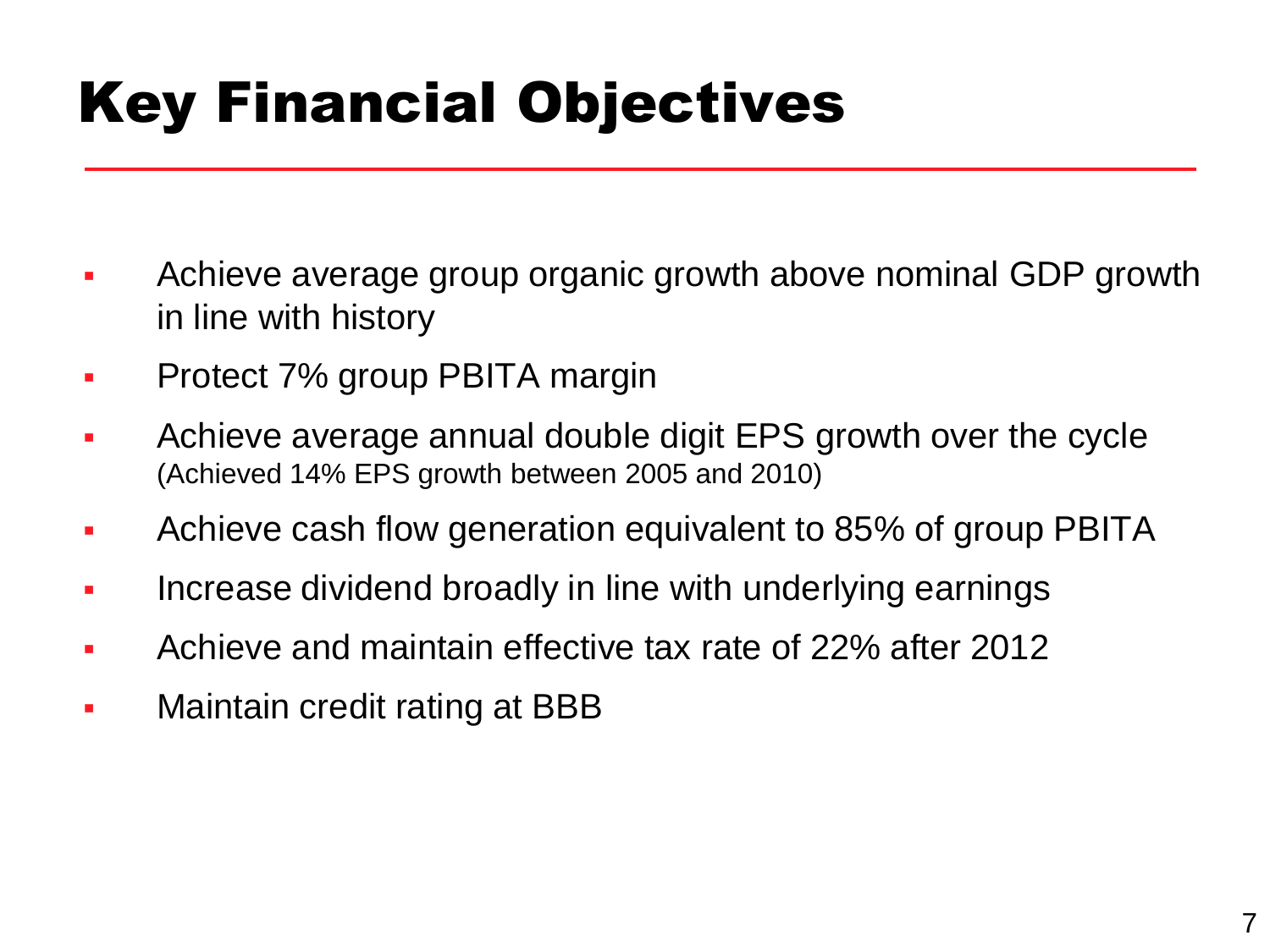# Key Financial Objectives

- Achieve average group organic growth above nominal GDP growth in line with history
- Protect 7% group PBITA margin
- Achieve average annual double digit EPS growth over the cycle
  (Achieved 14% EPS growth between 2005 and 2010)
- Achieve cash flow generation equivalent to 85% of group PBITA
- Increase dividend broadly in line with underlying earnings
- Achieve and maintain effective tax rate of 22% after 2012
- Maintain credit rating at BBB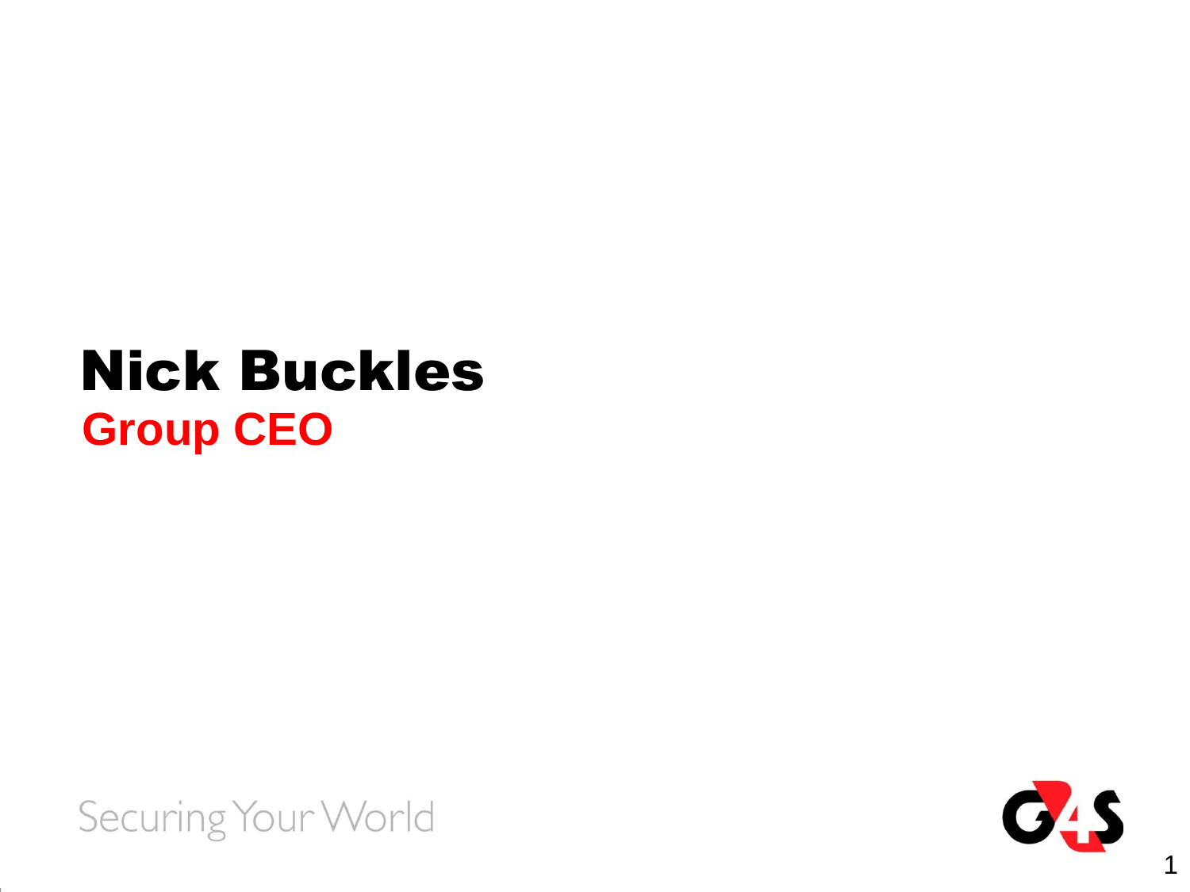# Nick Buckles

## Group CEO

Securing Your World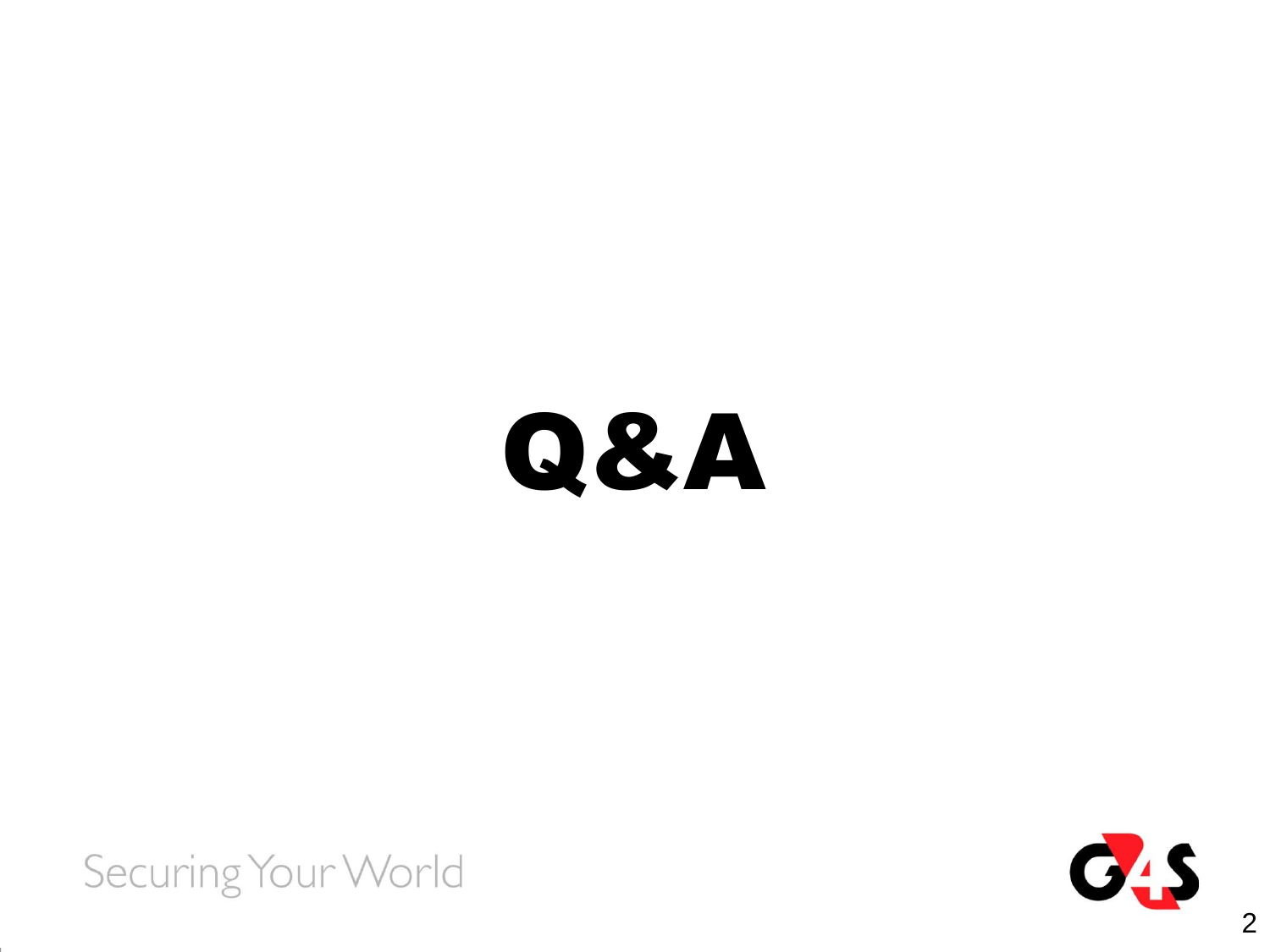# Q&A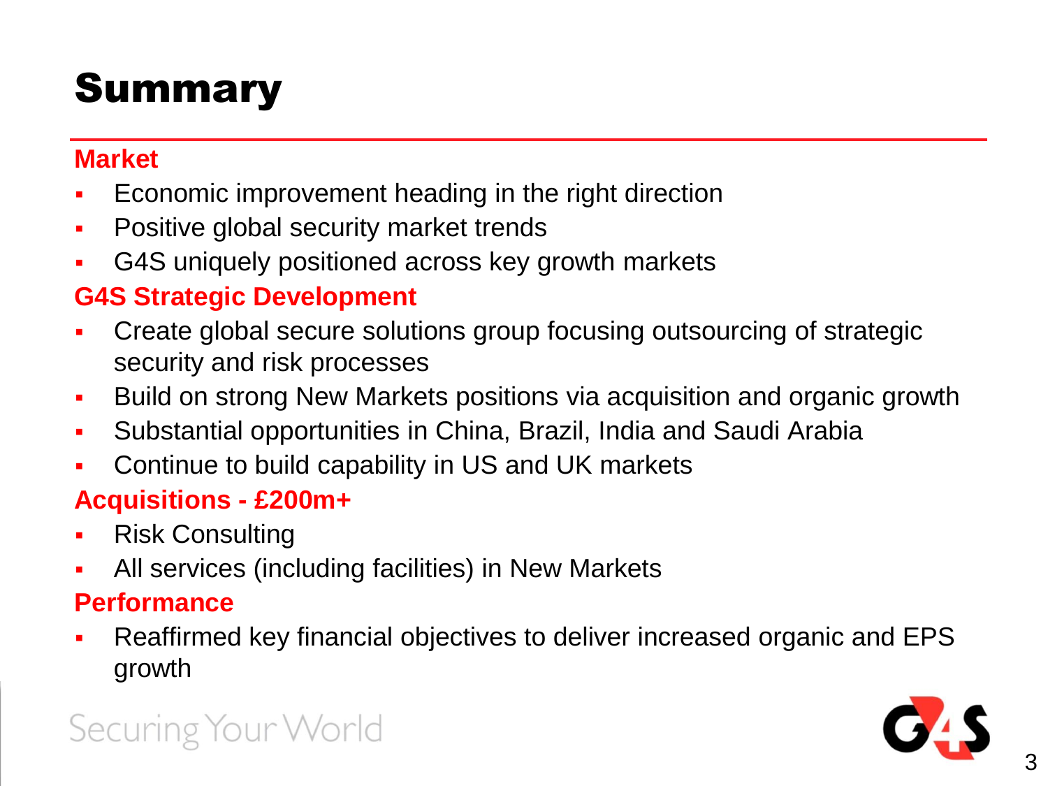# Summary

### Market

- Economic improvement heading in the right direction
- Positive global security market trends
- G4S uniquely positioned across key growth markets

### G4S Strategic Development

- Create global secure solutions group focusing outsourcing of strategic security and risk processes
- Build on strong New Markets positions via acquisition and organic growth
- Substantial opportunities in China, Brazil, India and Saudi Arabia
- Continue to build capability in US and UK markets

### Acquisitions - £200m+

- Risk Consulting
- All services (including facilities) in New Markets

### Performance

- Reaffirmed key financial objectives to deliver increased organic and EPS growth

Securing Your World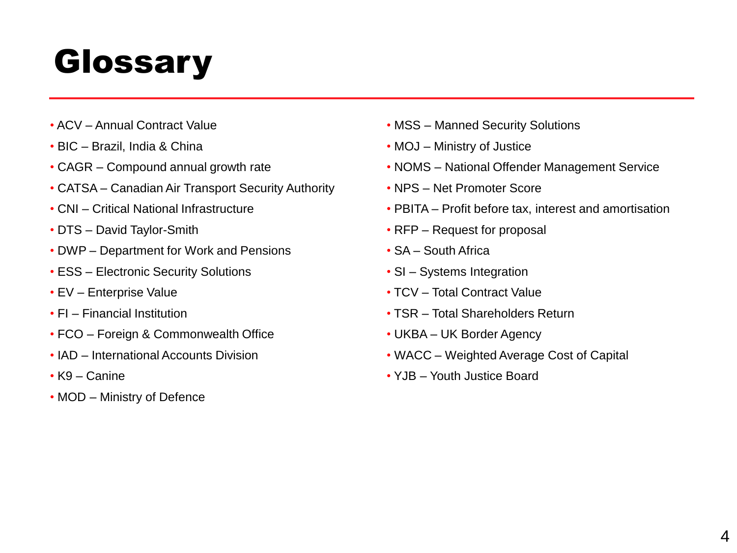# Glossary

- ACV – Annual Contract Value
- BIC – Brazil, India & China
- CAGR – Compound annual growth rate
- CATSA – Canadian Air Transport Security Authority
- CNI – Critical National Infrastructure
- DTS – David Taylor-Smith
- DWP – Department for Work and Pensions
- ESS – Electronic Security Solutions
- EV – Enterprise Value
- FI – Financial Institution
- FCO – Foreign & Commonwealth Office
- IAD – International Accounts Division
- K9 – Canine
- MOD – Ministry of Defence
- MSS – Manned Security Solutions
- MOJ – Ministry of Justice
- NOMS – National Offender Management Service
- NPS – Net Promoter Score
- PBITA – Profit before tax, interest and amortisation
- RFP – Request for proposal
- SA – South Africa
- SI – Systems Integration
- TCV – Total Contract Value
- TSR – Total Shareholders Return
- UKBA – UK Border Agency
- WACC – Weighted Average Cost of Capital
- YJB – Youth Justice Board